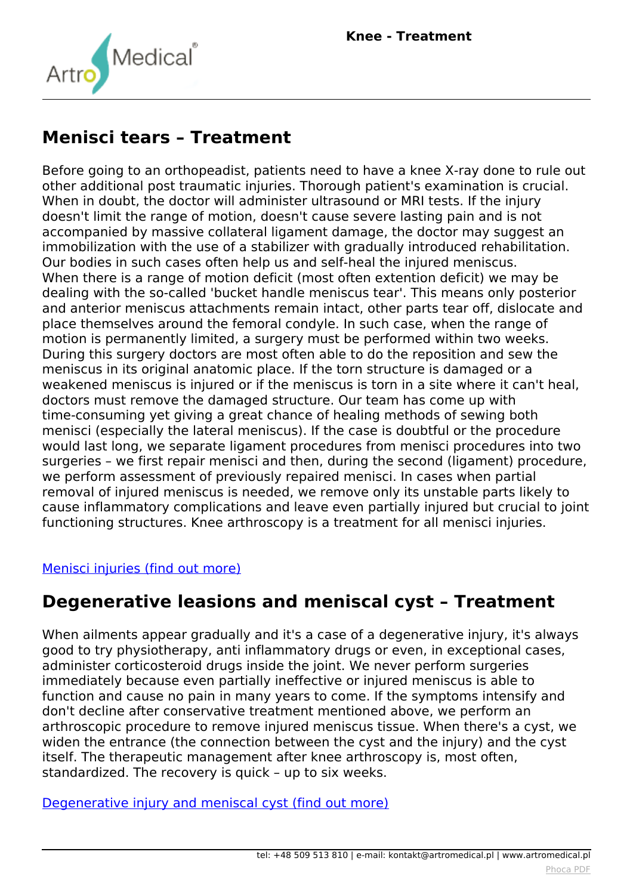# Menisci tears – Treatment

Before going to an orthopeadist, patients need to have a knee X-ray done to rule out other additional post traumatic injuries. Thorough patient's examination is crucial. When in doubt, the doctor will administer ultrasound or MRI tests. If the injury doesn't limit the range of motion, doesn't cause severe lasting pain and is not accompanied by massive collateral ligament damage, the doctor may suggest an immobilization with the use of a stabilizer with gradually introduced rehabilitation. Our bodies in such cases often help us and self-heal the injured meniscus.
When there is a range of motion deficit (most often extention deficit) we may be dealing with the so-called 'bucket handle meniscus tear'. This means only posterior and anterior meniscus attachments remain intact, other parts tear off, dislocate and place themselves around the femoral condyle. In such case, when the range of motion is permanently limited, a surgery must be performed within two weeks. During this surgery doctors are most often able to do the reposition and sew the meniscus in its original anatomic place. If the torn structure is damaged or a weakened meniscus is injured or if the meniscus is torn in a site where it can't heal, doctors must remove the damaged structure. Our team has come up with time-consuming yet giving a great chance of healing methods of sewing both menisci (especially the lateral meniscus). If the case is doubtful or the procedure would last long, we separate ligament procedures from menisci procedures into two surgeries – we first repair menisci and then, during the second (ligament) procedure, we perform assessment of previously repaired menisci. In cases when partial removal of injured meniscus is needed, we remove only its unstable parts likely to cause inflammatory complications and leave even partially injured but crucial to joint functioning structures. Knee arthroscopy is a treatment for all menisci injuries.

[Menisci injuries (find out more)]

# Degenerative leasions and meniscal cyst – Treatment

When ailments appear gradually and it's a case of a degenerative injury, it's always good to try physiotherapy, anti inflammatory drugs or even, in exceptional cases, administer corticosteroid drugs inside the joint. We never perform surgeries immediately because even partially ineffective or injured meniscus is able to function and cause no pain in many years to come. If the symptoms intensify and don't decline after conservative treatment mentioned above, we perform an arthroscopic procedure to remove injured meniscus tissue. When there's a cyst, we widen the entrance (the connection between the cyst and the injury) and the cyst itself. The therapeutic management after knee arthroscopy is, most often, standardized. The recovery is quick – up to six weeks.

[Degenerative injury and meniscal cyst (find out more)]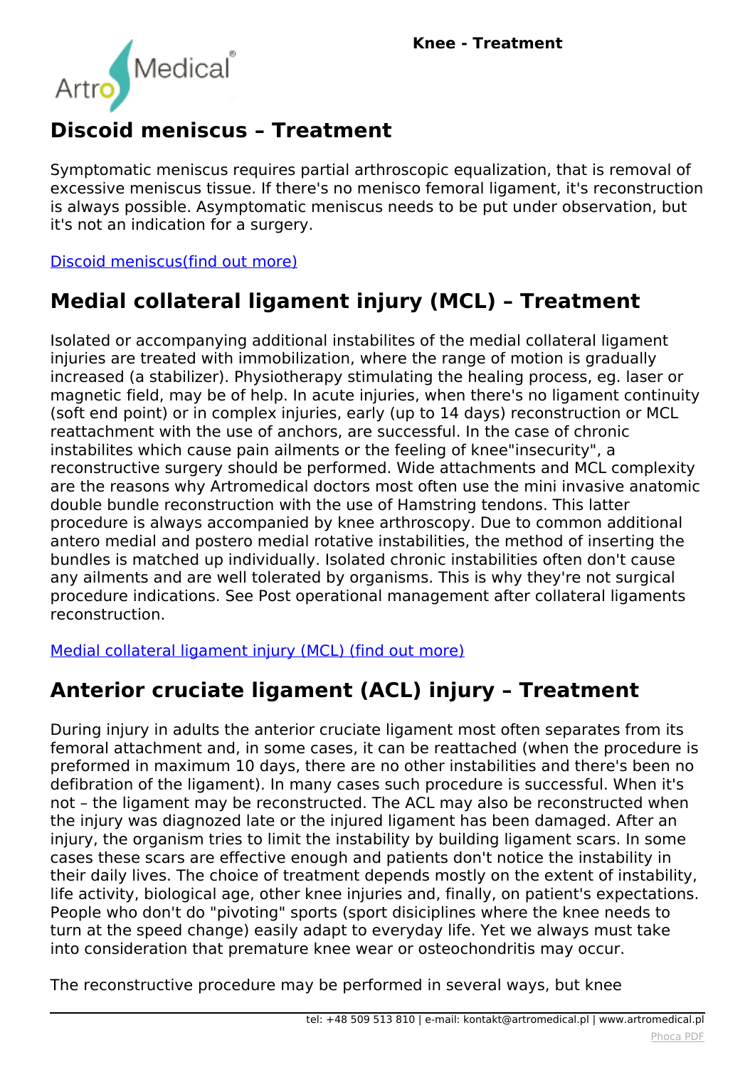## Discoid meniscus – Treatment

Symptomatic meniscus requires partial arthroscopic equalization, that is removal of excessive meniscus tissue. If there's no menisco femoral ligament, it's reconstruction is always possible. Asymptomatic meniscus needs to be put under observation, but it's not an indication for a surgery.

[Discoid meniscus(find out more)]

## Medial collateral ligament injury (MCL) – Treatment

Isolated or accompanying additional instabilites of the medial collateral ligament injuries are treated with immobilization, where the range of motion is gradually increased (a stabilizer). Physiotherapy stimulating the healing process, eg. laser or magnetic field, may be of help. In acute injuries, when there's no ligament continuity (soft end point) or in complex injuries, early (up to 14 days) reconstruction or MCL reattachment with the use of anchors, are successful. In the case of chronic instabilites which cause pain ailments or the feeling of knee"insecurity", a reconstructive surgery should be performed. Wide attachments and MCL complexity are the reasons why Artromedical doctors most often use the mini invasive anatomic double bundle reconstruction with the use of Hamstring tendons. This latter procedure is always accompanied by knee arthroscopy. Due to common additional antero medial and postero medial rotative instabilities, the method of inserting the bundles is matched up individually. Isolated chronic instabilities often don't cause any ailments and are well tolerated by organisms. This is why they're not surgical procedure indications. See Post operational management after collateral ligaments reconstruction.

[Medial collateral ligament injury (MCL) (find out more)]

## Anterior cruciate ligament (ACL) injury – Treatment

During injury in adults the anterior cruciate ligament most often separates from its femoral attachment and, in some cases, it can be reattached (when the procedure is preformed in maximum 10 days, there are no other instabilities and there's been no defibration of the ligament). In many cases such procedure is successful. When it's not – the ligament may be reconstructed. The ACL may also be reconstructed when the injury was diagnozed late or the injured ligament has been damaged. After an injury, the organism tries to limit the instability by building ligament scars. In some cases these scars are effective enough and patients don't notice the instability in their daily lives. The choice of treatment depends mostly on the extent of instability, life activity, biological age, other knee injuries and, finally, on patient's expectations. People who don't do "pivoting" sports (sport disiciplines where the knee needs to turn at the speed change) easily adapt to everyday life. Yet we always must take into consideration that premature knee wear or osteochondritis may occur.

The reconstructive procedure may be performed in several ways, but knee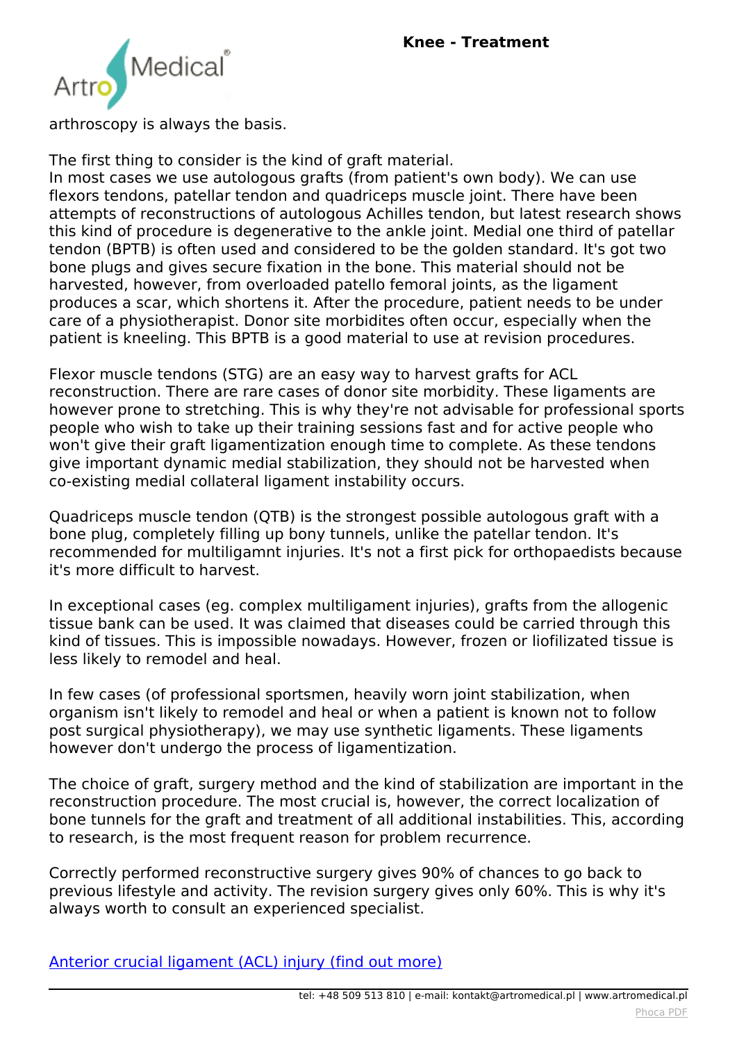arthroscopy is always the basis.

The first thing to consider is the kind of graft material.
In most cases we use autologous grafts (from patient's own body). We can use flexors tendons, patellar tendon and quadriceps muscle joint. There have been attempts of reconstructions of autologous Achilles tendon, but latest research shows this kind of procedure is degenerative to the ankle joint. Medial one third of patellar tendon (BPTB) is often used and considered to be the golden standard. It's got two bone plugs and gives secure fixation in the bone. This material should not be harvested, however, from overloaded patello femoral joints, as the ligament produces a scar, which shortens it. After the procedure, patient needs to be under care of a physiotherapist. Donor site morbidites often occur, especially when the patient is kneeling. This BPTB is a good material to use at revision procedures.

Flexor muscle tendons (STG) are an easy way to harvest grafts for ACL reconstruction. There are rare cases of donor site morbidity. These ligaments are however prone to stretching. This is why they're not advisable for professional sports people who wish to take up their training sessions fast and for active people who won't give their graft ligamentization enough time to complete. As these tendons give important dynamic medial stabilization, they should not be harvested when co-existing medial collateral ligament instability occurs.

Quadriceps muscle tendon (QTB) is the strongest possible autologous graft with a bone plug, completely filling up bony tunnels, unlike the patellar tendon. It's recommended for multiligamnt injuries. It's not a first pick for orthopaedists because it's more difficult to harvest.

In exceptional cases (eg. complex multiligament injuries), grafts from the allogenic tissue bank can be used. It was claimed that diseases could be carried through this kind of tissues. This is impossible nowadays. However, frozen or liofilizated tissue is less likely to remodel and heal.

In few cases (of professional sportsmen, heavily worn joint stabilization, when organism isn't likely to remodel and heal or when a patient is known not to follow post surgical physiotherapy), we may use synthetic ligaments. These ligaments however don't undergo the process of ligamentization.

The choice of graft, surgery method and the kind of stabilization are important in the reconstruction procedure. The most crucial is, however, the correct localization of bone tunnels for the graft and treatment of all additional instabilities. This, according to research, is the most frequent reason for problem recurrence.

Correctly performed reconstructive surgery gives 90% of chances to go back to previous lifestyle and activity. The revision surgery gives only 60%. This is why it's always worth to consult an experienced specialist.

[Anterior crucial ligament (ACL) injury (find out more)]()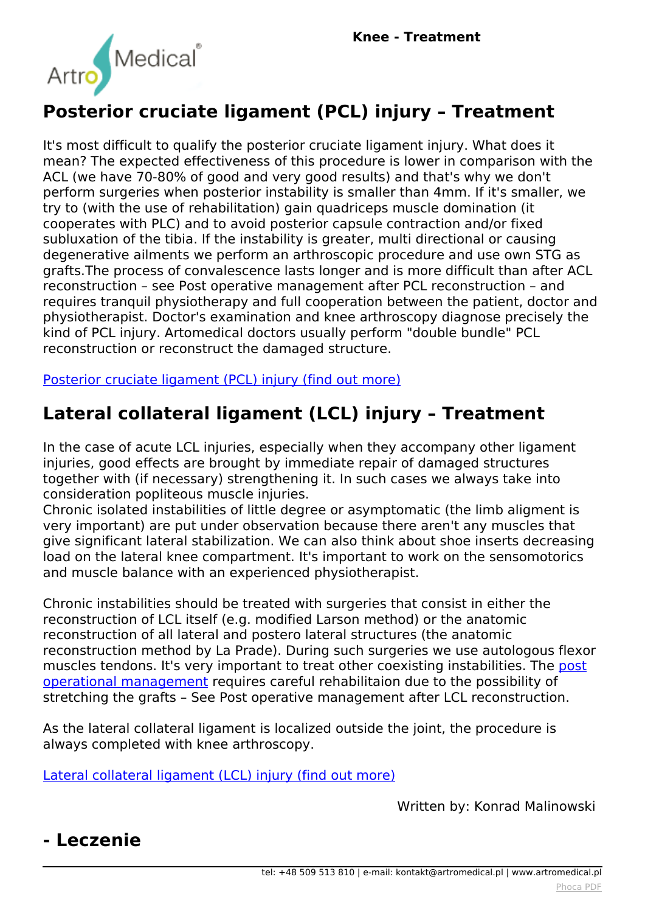## Posterior cruciate ligament (PCL) injury – Treatment

It's most difficult to qualify the posterior cruciate ligament injury. What does it mean? The expected effectiveness of this procedure is lower in comparison with the ACL (we have 70-80% of good and very good results) and that's why we don't perform surgeries when posterior instability is smaller than 4mm. If it's smaller, we try to (with the use of rehabilitation) gain quadriceps muscle domination (it cooperates with PLC) and to avoid posterior capsule contraction and/or fixed subluxation of the tibia. If the instability is greater, multi directional or causing degenerative ailments we perform an arthroscopic procedure and use own STG as grafts.The process of convalescence lasts longer and is more difficult than after ACL reconstruction – see Post operative management after PCL reconstruction – and requires tranquil physiotherapy and full cooperation between the patient, doctor and physiotherapist. Doctor's examination and knee arthroscopy diagnose precisely the kind of PCL injury. Artomedical doctors usually perform "double bundle" PCL reconstruction or reconstruct the damaged structure.

Posterior cruciate ligament (PCL) injury (find out more)

## Lateral collateral ligament (LCL) injury – Treatment

In the case of acute LCL injuries, especially when they accompany other ligament injuries, good effects are brought by immediate repair of damaged structures together with (if necessary) strengthening it. In such cases we always take into consideration popliteous muscle injuries.
Chronic isolated instabilities of little degree or asymptomatic (the limb aligment is very important) are put under observation because there aren't any muscles that give significant lateral stabilization. We can also think about shoe inserts decreasing load on the lateral knee compartment. It's important to work on the sensomotorics and muscle balance with an experienced physiotherapist.

Chronic instabilities should be treated with surgeries that consist in either the reconstruction of LCL itself (e.g. modified Larson method) or the anatomic reconstruction of all lateral and postero lateral structures (the anatomic reconstruction method by La Prade). During such surgeries we use autologous flexor muscles tendons. It's very important to treat other coexisting instabilities. The post operational management requires careful rehabilitaion due to the possibility of stretching the grafts – See Post operative management after LCL reconstruction.

As the lateral collateral ligament is localized outside the joint, the procedure is always completed with knee arthroscopy.

Lateral collateral ligament (LCL) injury (find out more)

Written by: Konrad Malinowski

## - Leczenie